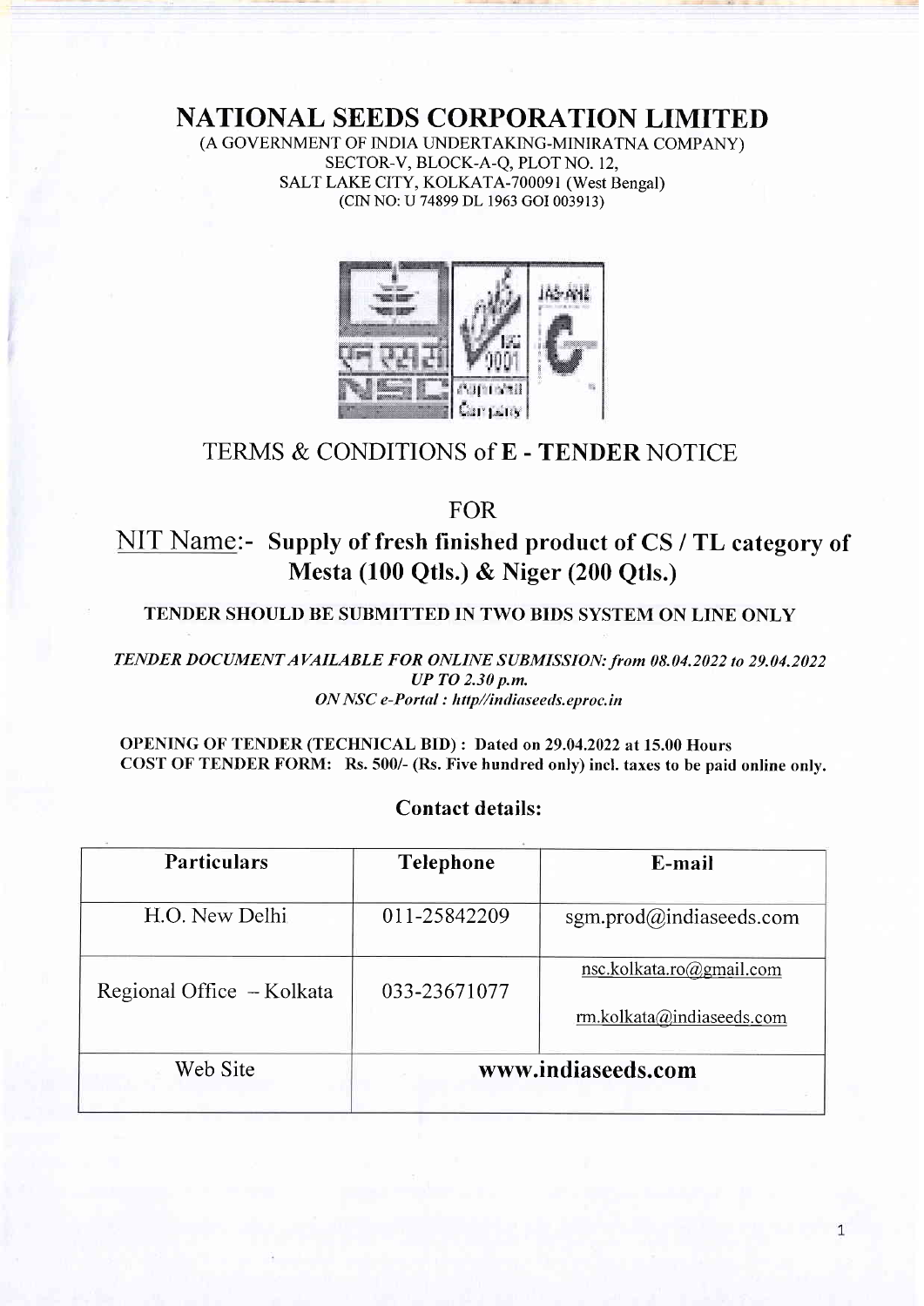# NATIONAL SEEDS CORPORATION LIMITED

(A GOVERNMENT OF INDIA UNDERTAKING-MINIRATNA COMPANY)
SECTOR-V, BLOCK-A-Q, PLOT NO. 12,
SALT LAKE CITY, KOLKATA-700091 (West Bengal)
(CIN NO: U 74899 DL 1963 GOI 003913)

## TERMS & CONDITIONS of E - TENDER NOTICE

FOR

## NIT Name:- Supply of fresh finished product of CS / TL category of Mesta (100 Qtls.) & Niger (200 Qtls.)

**TENDER SHOULD BE SUBMITTED IN TWO BIDS SYSTEM ON LINE ONLY**

***TENDER DOCUMENT AVAILABLE FOR ONLINE SUBMISSION: from 08.04.2022 to 29.04.2022 UP TO 2.30 p.m.***
***ON NSC e-Portal : http//indiaseeds.eproc.in***

**OPENING OF TENDER (TECHNICAL BID) : Dated on 29.04.2022 at 15.00 Hours**
**COST OF TENDER FORM: Rs. 500/- (Rs. Five hundred only) incl. taxes to be paid online only.**

**Contact details:**

| Particulars | Telephone | E-mail |
|---|---|---|
| H.O. New Delhi | 011-25842209 | sgm.prod@indiaseeds.com |
| Regional Office – Kolkata | 033-23671077 | nsc.kolkata.ro@gmail.com<br>rm.kolkata@indiaseeds.com |
| Web Site | **www.indiaseeds.com** | |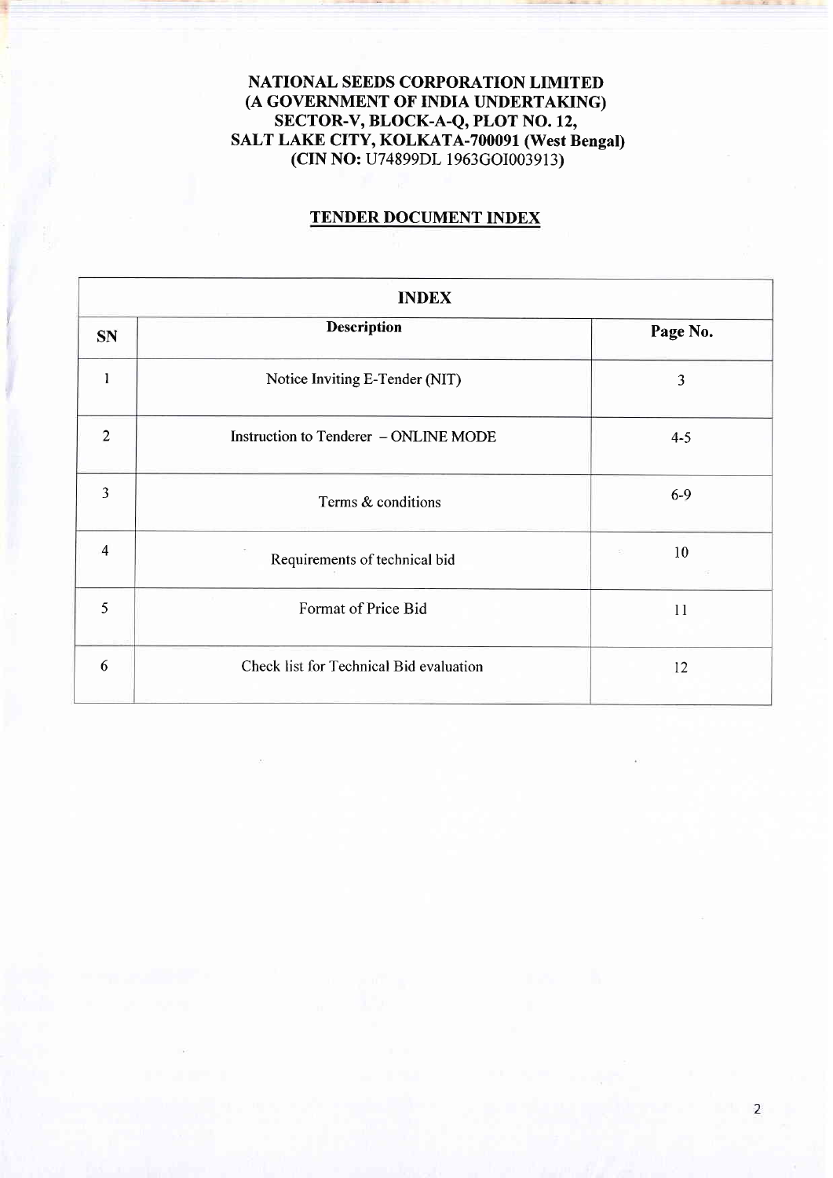**NATIONAL SEEDS CORPORATION LIMITED**
**(A GOVERNMENT OF INDIA UNDERTAKING)**
**SECTOR-V, BLOCK-A-Q, PLOT NO. 12,**
**SALT LAKE CITY, KOLKATA-700091 (West Bengal)**
**(CIN NO:** U74899DL 1963GOI003913**)**

## TENDER DOCUMENT INDEX

| INDEX | | |
|---|---|---|
| **SN** | **Description** | **Page No.** |
| 1 | Notice Inviting E-Tender (NIT) | 3 |
| 2 | Instruction to Tenderer – ONLINE MODE | 4-5 |
| 3 | Terms & conditions | 6-9 |
| 4 | Requirements of technical bid | 10 |
| 5 | Format of Price Bid | 11 |
| 6 | Check list for Technical Bid evaluation | 12 |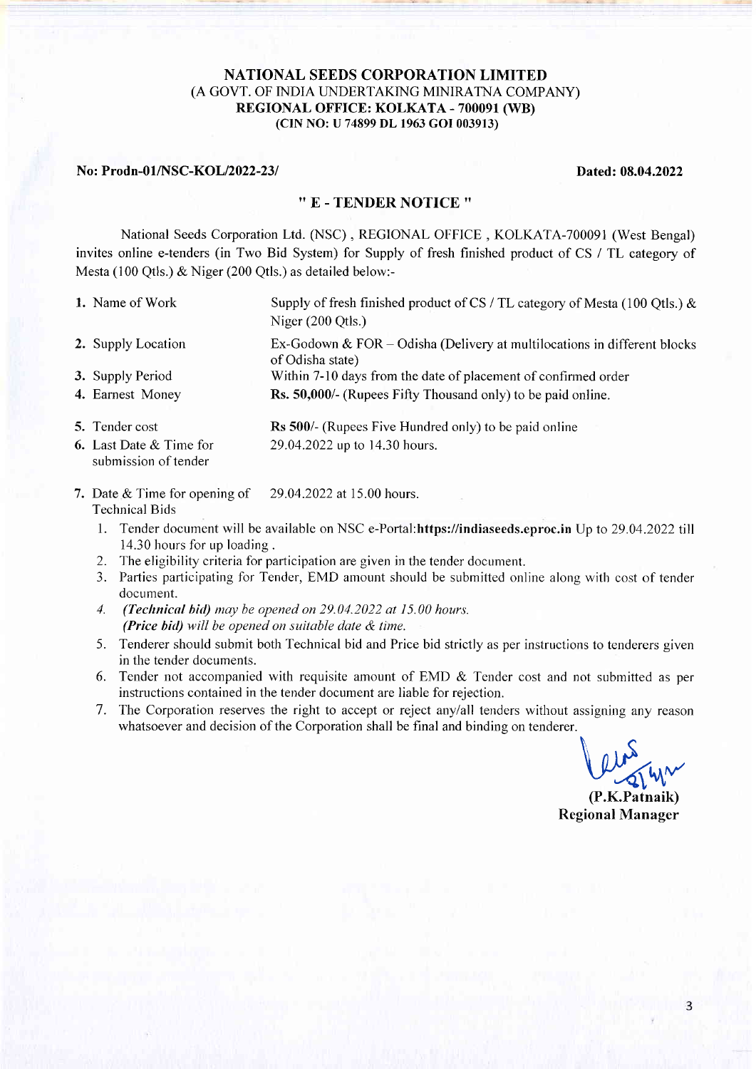# NATIONAL SEEDS CORPORATION LIMITED

(A GOVT. OF INDIA UNDERTAKING MINIRATNA COMPANY)

**REGIONAL OFFICE: KOLKATA - 700091 (WB)**

**(CIN NO: U 74899 DL 1963 GOI 003913)**

**No: Prodn-01/NSC-KOL/2022-23/** **Dated: 08.04.2022**

## " E - TENDER NOTICE "

National Seeds Corporation Ltd. (NSC) , REGIONAL OFFICE , KOLKATA-700091 (West Bengal) invites online e-tenders (in Two Bid System) for Supply of fresh finished product of CS / TL category of Mesta (100 Qtls.) & Niger (200 Qtls.) as detailed below:-

| | |
|---|---|
| **1.** Name of Work | Supply of fresh finished product of CS / TL category of Mesta (100 Qtls.) & Niger (200 Qtls.) |
| **2.** Supply Location | Ex-Godown & FOR – Odisha (Delivery at multilocations in different blocks of Odisha state) |
| **3.** Supply Period | Within 7-10 days from the date of placement of confirmed order |
| **4.** Earnest Money | **Rs. 50,000/-** (Rupees Fifty Thousand only) to be paid online. |
| **5.** Tender cost | **Rs 500/-** (Rupees Five Hundred only) to be paid online |
| **6.** Last Date & Time for submission of tender | 29.04.2022 up to 14.30 hours. |
| **7.** Date & Time for opening of Technical Bids | 29.04.2022 at 15.00 hours. |

1. Tender document will be available on NSC e-Portal:**https://indiaseeds.eproc.in** Up to 29.04.2022 till 14.30 hours for up loading .
2. The eligibility criteria for participation are given in the tender document.
3. Parties participating for Tender, EMD amount should be submitted online along with cost of tender document.
4. ***(Technical bid)*** *may be opened on 29.04.2022 at 15.00 hours.*
   ***(Price bid)*** *will be opened on suitable date & time.*
5. Tenderer should submit both Technical bid and Price bid strictly as per instructions to tenderers given in the tender documents.
6. Tender not accompanied with requisite amount of EMD & Tender cost and not submitted as per instructions contained in the tender document are liable for rejection.
7. The Corporation reserves the right to accept or reject any/all tenders without assigning any reason whatsoever and decision of the Corporation shall be final and binding on tenderer.

**(P.K.Patnaik)**
**Regional Manager**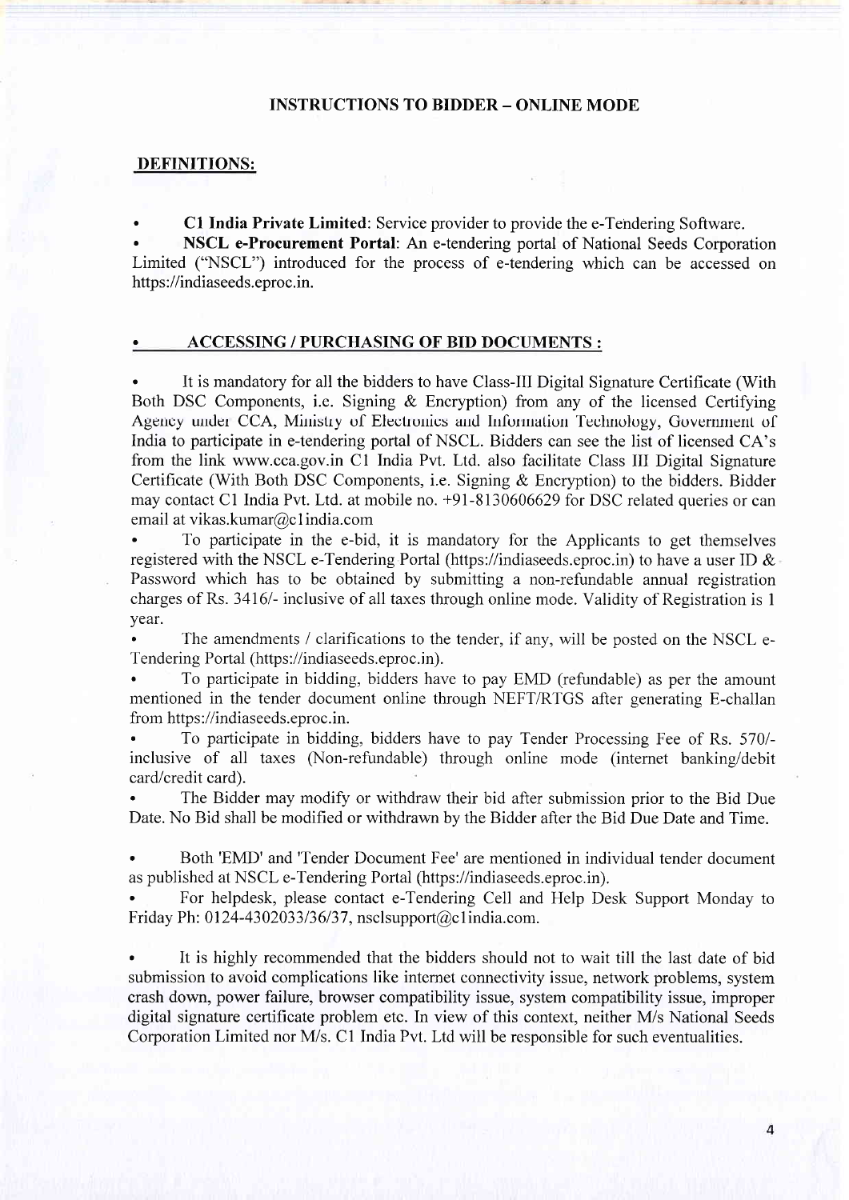## INSTRUCTIONS TO BIDDER – ONLINE MODE

### DEFINITIONS:

- **C1 India Private Limited**: Service provider to provide the e-Tendering Software.
- **NSCL e-Procurement Portal**: An e-tendering portal of National Seeds Corporation Limited ("NSCL") introduced for the process of e-tendering which can be accessed on https://indiaseeds.eproc.in.

### ACCESSING / PURCHASING OF BID DOCUMENTS :

- It is mandatory for all the bidders to have Class-III Digital Signature Certificate (With Both DSC Components, i.e. Signing & Encryption) from any of the licensed Certifying Agency under CCA, Ministry of Electronics and Information Technology, Government of India to participate in e-tendering portal of NSCL. Bidders can see the list of licensed CA's from the link www.cca.gov.in C1 India Pvt. Ltd. also facilitate Class III Digital Signature Certificate (With Both DSC Components, i.e. Signing & Encryption) to the bidders. Bidder may contact C1 India Pvt. Ltd. at mobile no. +91-8130606629 for DSC related queries or can email at vikas.kumar@c1india.com
- To participate in the e-bid, it is mandatory for the Applicants to get themselves registered with the NSCL e-Tendering Portal (https://indiaseeds.eproc.in) to have a user ID & Password which has to be obtained by submitting a non-refundable annual registration charges of Rs. 3416/- inclusive of all taxes through online mode. Validity of Registration is 1 year.
- The amendments / clarifications to the tender, if any, will be posted on the NSCL e-Tendering Portal (https://indiaseeds.eproc.in).
- To participate in bidding, bidders have to pay EMD (refundable) as per the amount mentioned in the tender document online through NEFT/RTGS after generating E-challan from https://indiaseeds.eproc.in.
- To participate in bidding, bidders have to pay Tender Processing Fee of Rs. 570/- inclusive of all taxes (Non-refundable) through online mode (internet banking/debit card/credit card).
- The Bidder may modify or withdraw their bid after submission prior to the Bid Due Date. No Bid shall be modified or withdrawn by the Bidder after the Bid Due Date and Time.
- Both 'EMD' and 'Tender Document Fee' are mentioned in individual tender document as published at NSCL e-Tendering Portal (https://indiaseeds.eproc.in).
- For helpdesk, please contact e-Tendering Cell and Help Desk Support Monday to Friday Ph: 0124-4302033/36/37, nsclsupport@c1india.com.
- It is highly recommended that the bidders should not to wait till the last date of bid submission to avoid complications like internet connectivity issue, network problems, system crash down, power failure, browser compatibility issue, system compatibility issue, improper digital signature certificate problem etc. In view of this context, neither M/s National Seeds Corporation Limited nor M/s. C1 India Pvt. Ltd will be responsible for such eventualities.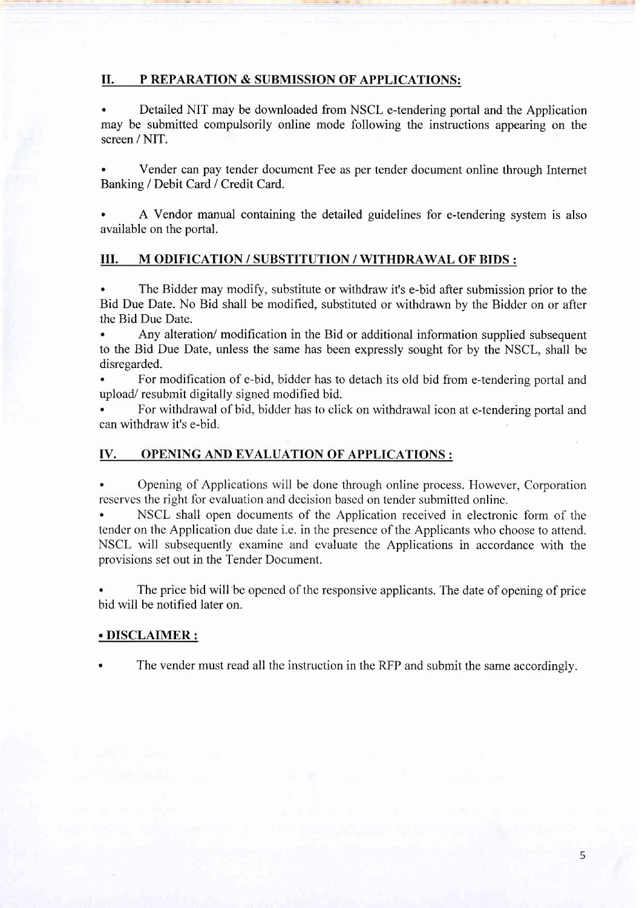## II. P REPARATION & SUBMISSION OF APPLICATIONS:

- Detailed NIT may be downloaded from NSCL e-tendering portal and the Application may be submitted compulsorily online mode following the instructions appearing on the screen / NIT.

- Vender can pay tender document Fee as per tender document online through Internet Banking / Debit Card / Credit Card.

- A Vendor manual containing the detailed guidelines for e-tendering system is also available on the portal.

## III. M ODIFICATION / SUBSTITUTION / WITHDRAWAL OF BIDS :

- The Bidder may modify, substitute or withdraw it's e-bid after submission prior to the Bid Due Date. No Bid shall be modified, substituted or withdrawn by the Bidder on or after the Bid Due Date.
- Any alteration/ modification in the Bid or additional information supplied subsequent to the Bid Due Date, unless the same has been expressly sought for by the NSCL, shall be disregarded.
- For modification of e-bid, bidder has to detach its old bid from e-tendering portal and upload/ resubmit digitally signed modified bid.
- For withdrawal of bid, bidder has to click on withdrawal icon at e-tendering portal and can withdraw it's e-bid.

## IV. OPENING AND EVALUATION OF APPLICATIONS :

- Opening of Applications will be done through online process. However, Corporation reserves the right for evaluation and decision based on tender submitted online.
- NSCL shall open documents of the Application received in electronic form of the tender on the Application due date i.e. in the presence of the Applicants who choose to attend. NSCL will subsequently examine and evaluate the Applications in accordance with the provisions set out in the Tender Document.

- The price bid will be opened of the responsive applicants. The date of opening of price bid will be notified later on.

## • DISCLAIMER :

- The vender must read all the instruction in the RFP and submit the same accordingly.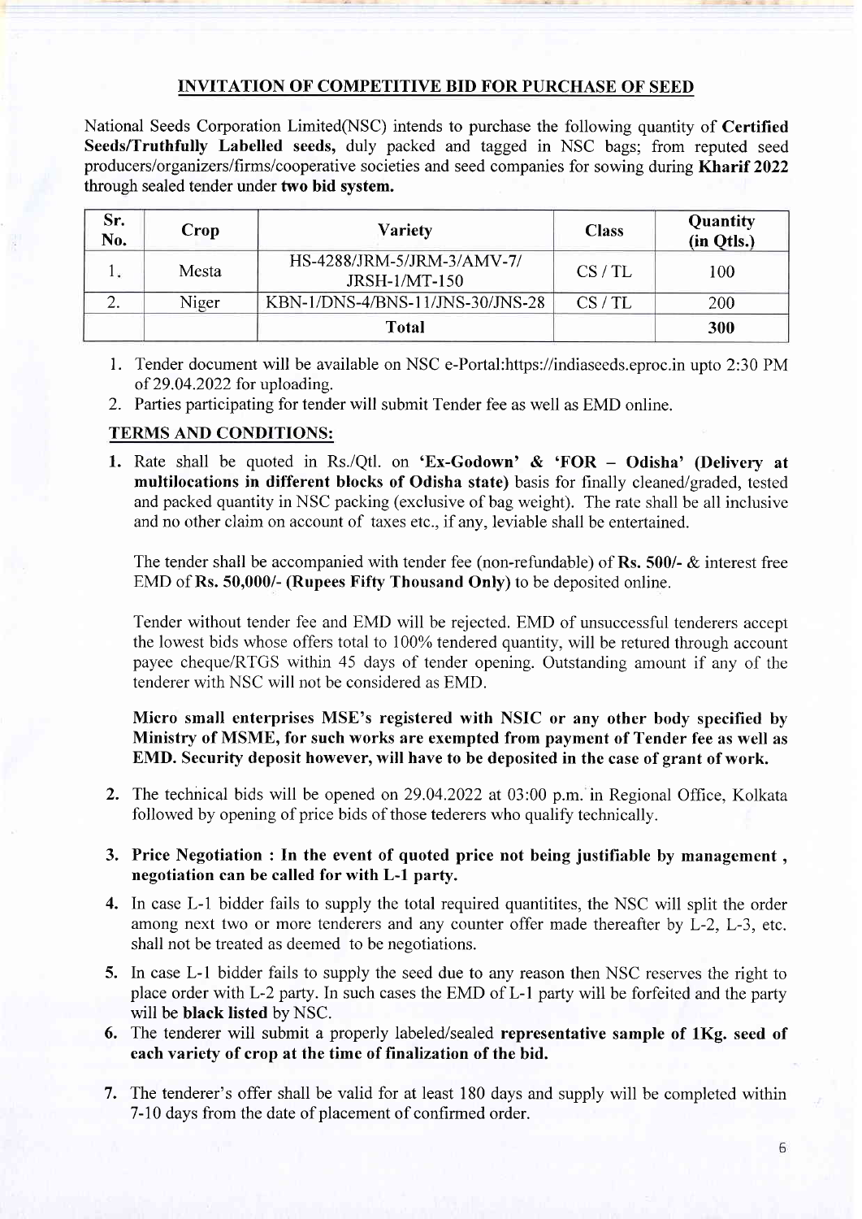## INVITATION OF COMPETITIVE BID FOR PURCHASE OF SEED

National Seeds Corporation Limited(NSC) intends to purchase the following quantity of **Certified Seeds/Truthfully Labelled seeds,** duly packed and tagged in NSC bags; from reputed seed producers/organizers/firms/cooperative societies and seed companies for sowing during **Kharif 2022** through sealed tender under **two bid system.**

| Sr. No. | Crop | Variety | Class | Quantity (in Qtls.) |
|---|---|---|---|---|
| 1. | Mesta | HS-4288/JRM-5/JRM-3/AMV-7/ JRSH-1/MT-150 | CS / TL | 100 |
| 2. | Niger | KBN-1/DNS-4/BNS-11/JNS-30/JNS-28 | CS / TL | 200 |
| | | **Total** | | **300** |

1. Tender document will be available on NSC e-Portal:https://indiaseeds.eproc.in upto 2:30 PM of 29.04.2022 for uploading.
2. Parties participating for tender will submit Tender fee as well as EMD online.

### TERMS AND CONDITIONS:

1. Rate shall be quoted in Rs./Qtl. on **'Ex-Godown' & 'FOR – Odisha' (Delivery at multilocations in different blocks of Odisha state)** basis for finally cleaned/graded, tested and packed quantity in NSC packing (exclusive of bag weight). The rate shall be all inclusive and no other claim on account of taxes etc., if any, leviable shall be entertained.

   The tender shall be accompanied with tender fee (non-refundable) of **Rs. 500/-** & interest free EMD of **Rs. 50,000/- (Rupees Fifty Thousand Only)** to be deposited online.

   Tender without tender fee and EMD will be rejected. EMD of unsuccessful tenderers accept the lowest bids whose offers total to 100% tendered quantity, will be retured through account payee cheque/RTGS within 45 days of tender opening. Outstanding amount if any of the tenderer with NSC will not be considered as EMD.

   **Micro small enterprises MSE's registered with NSIC or any other body specified by Ministry of MSME, for such works are exempted from payment of Tender fee as well as EMD. Security deposit however, will have to be deposited in the case of grant of work.**

2. The technical bids will be opened on 29.04.2022 at 03:00 p.m. in Regional Office, Kolkata followed by opening of price bids of those tederers who qualify technically.

3. **Price Negotiation : In the event of quoted price not being justifiable by management , negotiation can be called for with L-1 party.**

4. In case L-1 bidder fails to supply the total required quantitites, the NSC will split the order among next two or more tenderers and any counter offer made thereafter by L-2, L-3, etc. shall not be treated as deemed to be negotiations.

5. In case L-1 bidder fails to supply the seed due to any reason then NSC reserves the right to place order with L-2 party. In such cases the EMD of L-1 party will be forfeited and the party will be **black listed** by NSC.

6. The tenderer will submit a properly labeled/sealed **representative sample of 1Kg. seed of each variety of crop at the time of finalization of the bid.**

7. The tenderer's offer shall be valid for at least 180 days and supply will be completed within 7-10 days from the date of placement of confirmed order.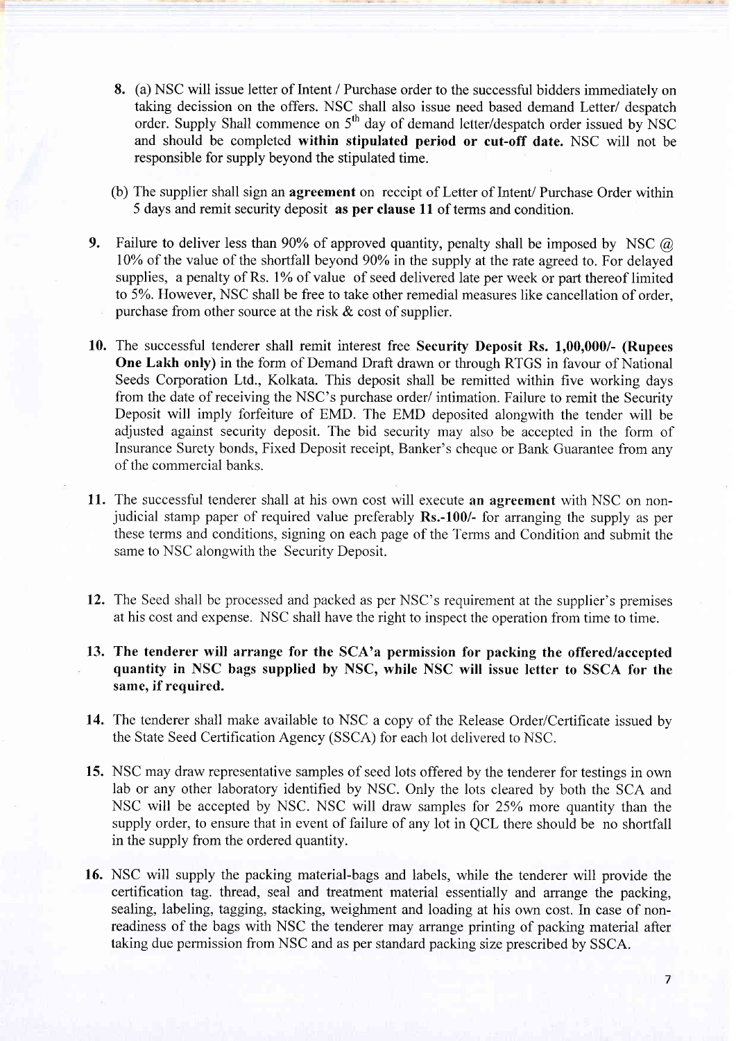8. (a) NSC will issue letter of Intent / Purchase order to the successful bidders immediately on taking decission on the offers. NSC shall also issue need based demand Letter/ despatch order. Supply Shall commence on 5th day of demand letter/despatch order issued by NSC and should be completed **within stipulated period or cut-off date.** NSC will not be responsible for supply beyond the stipulated time.

   (b) The supplier shall sign an **agreement** on receipt of Letter of Intent/ Purchase Order within 5 days and remit security deposit **as per clause 11** of terms and condition.

9. Failure to deliver less than 90% of approved quantity, penalty shall be imposed by NSC @ 10% of the value of the shortfall beyond 90% in the supply at the rate agreed to. For delayed supplies, a penalty of Rs. 1% of value of seed delivered late per week or part thereof limited to 5%. However, NSC shall be free to take other remedial measures like cancellation of order, purchase from other source at the risk & cost of supplier.

10. The successful tenderer shall remit interest free **Security Deposit Rs. 1,00,000/- (Rupees One Lakh only)** in the form of Demand Draft drawn or through RTGS in favour of National Seeds Corporation Ltd., Kolkata. This deposit shall be remitted within five working days from the date of receiving the NSC's purchase order/ intimation. Failure to remit the Security Deposit will imply forfeiture of EMD. The EMD deposited alongwith the tender will be adjusted against security deposit. The bid security may also be accepted in the form of Insurance Surety bonds, Fixed Deposit receipt, Banker's cheque or Bank Guarantee from any of the commercial banks.

11. The successful tenderer shall at his own cost will execute **an agreement** with NSC on non-judicial stamp paper of required value preferably **Rs.-100/-** for arranging the supply as per these terms and conditions, signing on each page of the Terms and Condition and submit the same to NSC alongwith the Security Deposit.

12. The Seed shall be processed and packed as per NSC's requirement at the supplier's premises at his cost and expense. NSC shall have the right to inspect the operation from time to time.

13. **The tenderer will arrange for the SCA'a permission for packing the offered/accepted quantity in NSC bags supplied by NSC, while NSC will issue letter to SSCA for the same, if required.**

14. The tenderer shall make available to NSC a copy of the Release Order/Certificate issued by the State Seed Certification Agency (SSCA) for each lot delivered to NSC.

15. NSC may draw representative samples of seed lots offered by the tenderer for testings in own lab or any other laboratory identified by NSC. Only the lots cleared by both the SCA and NSC will be accepted by NSC. NSC will draw samples for 25% more quantity than the supply order, to ensure that in event of failure of any lot in QCL there should be no shortfall in the supply from the ordered quantity.

16. NSC will supply the packing material-bags and labels, while the tenderer will provide the certification tag. thread, seal and treatment material essentially and arrange the packing, sealing, labeling, tagging, stacking, weighment and loading at his own cost. In case of non-readiness of the bags with NSC the tenderer may arrange printing of packing material after taking due permission from NSC and as per standard packing size prescribed by SSCA.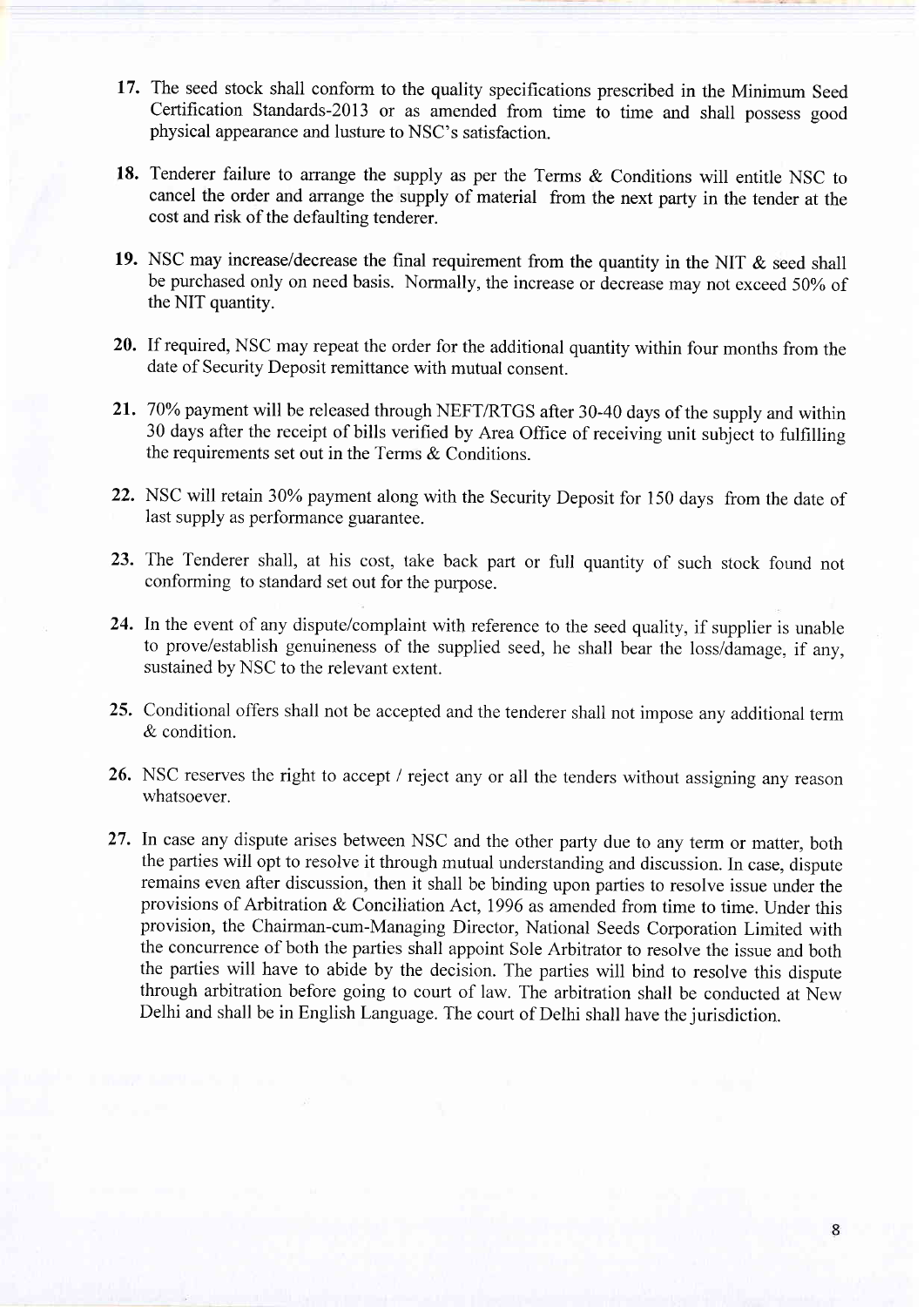17. The seed stock shall conform to the quality specifications prescribed in the Minimum Seed Certification Standards-2013 or as amended from time to time and shall possess good physical appearance and lusture to NSC's satisfaction.

18. Tenderer failure to arrange the supply as per the Terms & Conditions will entitle NSC to cancel the order and arrange the supply of material from the next party in the tender at the cost and risk of the defaulting tenderer.

19. NSC may increase/decrease the final requirement from the quantity in the NIT & seed shall be purchased only on need basis. Normally, the increase or decrease may not exceed 50% of the NIT quantity.

20. If required, NSC may repeat the order for the additional quantity within four months from the date of Security Deposit remittance with mutual consent.

21. 70% payment will be released through NEFT/RTGS after 30-40 days of the supply and within 30 days after the receipt of bills verified by Area Office of receiving unit subject to fulfilling the requirements set out in the Terms & Conditions.

22. NSC will retain 30% payment along with the Security Deposit for 150 days from the date of last supply as performance guarantee.

23. The Tenderer shall, at his cost, take back part or full quantity of such stock found not conforming to standard set out for the purpose.

24. In the event of any dispute/complaint with reference to the seed quality, if supplier is unable to prove/establish genuineness of the supplied seed, he shall bear the loss/damage, if any, sustained by NSC to the relevant extent.

25. Conditional offers shall not be accepted and the tenderer shall not impose any additional term & condition.

26. NSC reserves the right to accept / reject any or all the tenders without assigning any reason whatsoever.

27. In case any dispute arises between NSC and the other party due to any term or matter, both the parties will opt to resolve it through mutual understanding and discussion. In case, dispute remains even after discussion, then it shall be binding upon parties to resolve issue under the provisions of Arbitration & Conciliation Act, 1996 as amended from time to time. Under this provision, the Chairman-cum-Managing Director, National Seeds Corporation Limited with the concurrence of both the parties shall appoint Sole Arbitrator to resolve the issue and both the parties will have to abide by the decision. The parties will bind to resolve this dispute through arbitration before going to court of law. The arbitration shall be conducted at New Delhi and shall be in English Language. The court of Delhi shall have the jurisdiction.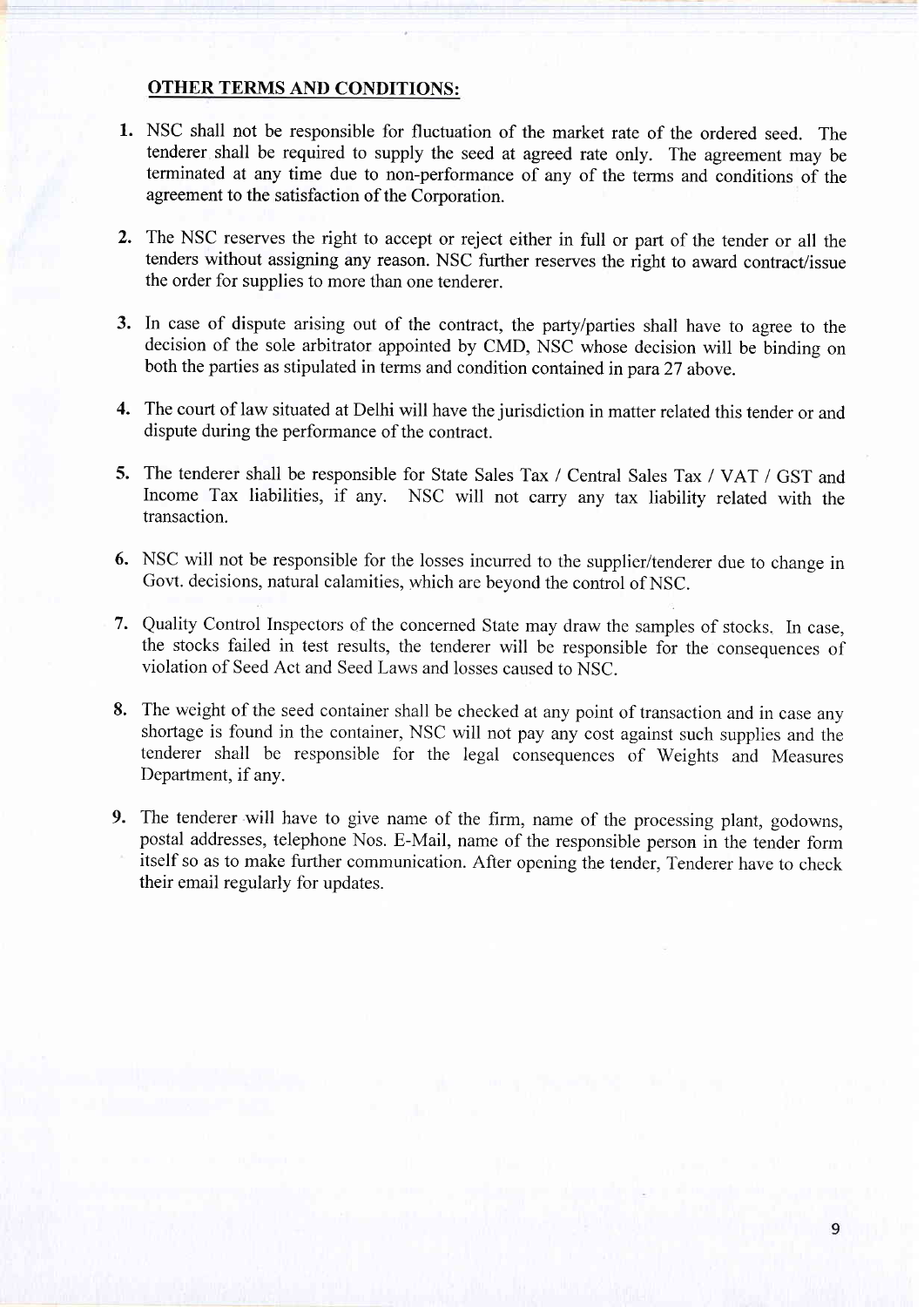## OTHER TERMS AND CONDITIONS:

1. NSC shall not be responsible for fluctuation of the market rate of the ordered seed. The tenderer shall be required to supply the seed at agreed rate only. The agreement may be terminated at any time due to non-performance of any of the terms and conditions of the agreement to the satisfaction of the Corporation.

2. The NSC reserves the right to accept or reject either in full or part of the tender or all the tenders without assigning any reason. NSC further reserves the right to award contract/issue the order for supplies to more than one tenderer.

3. In case of dispute arising out of the contract, the party/parties shall have to agree to the decision of the sole arbitrator appointed by CMD, NSC whose decision will be binding on both the parties as stipulated in terms and condition contained in para 27 above.

4. The court of law situated at Delhi will have the jurisdiction in matter related this tender or and dispute during the performance of the contract.

5. The tenderer shall be responsible for State Sales Tax / Central Sales Tax / VAT / GST and Income Tax liabilities, if any. NSC will not carry any tax liability related with the transaction.

6. NSC will not be responsible for the losses incurred to the supplier/tenderer due to change in Govt. decisions, natural calamities, which are beyond the control of NSC.

7. Quality Control Inspectors of the concerned State may draw the samples of stocks. In case, the stocks failed in test results, the tenderer will be responsible for the consequences of violation of Seed Act and Seed Laws and losses caused to NSC.

8. The weight of the seed container shall be checked at any point of transaction and in case any shortage is found in the container, NSC will not pay any cost against such supplies and the tenderer shall be responsible for the legal consequences of Weights and Measures Department, if any.

9. The tenderer will have to give name of the firm, name of the processing plant, godowns, postal addresses, telephone Nos. E-Mail, name of the responsible person in the tender form itself so as to make further communication. After opening the tender, Tenderer have to check their email regularly for updates.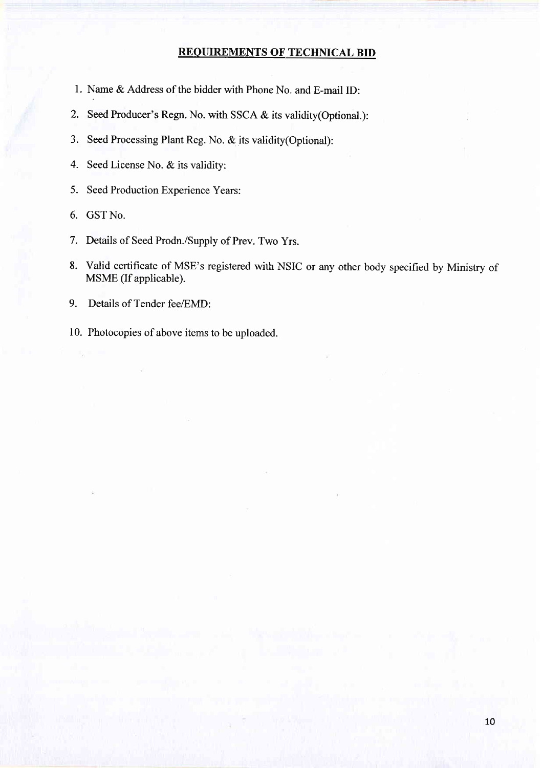## REQUIREMENTS OF TECHNICAL BID

1. Name & Address of the bidder with Phone No. and E-mail ID:
2. Seed Producer's Regn. No. with SSCA & its validity(Optional.):
3. Seed Processing Plant Reg. No. & its validity(Optional):
4. Seed License No. & its validity:
5. Seed Production Experience Years:
6. GST No.
7. Details of Seed Prodn./Supply of Prev. Two Yrs.
8. Valid certificate of MSE's registered with NSIC or any other body specified by Ministry of MSME (If applicable).
9. Details of Tender fee/EMD:
10. Photocopies of above items to be uploaded.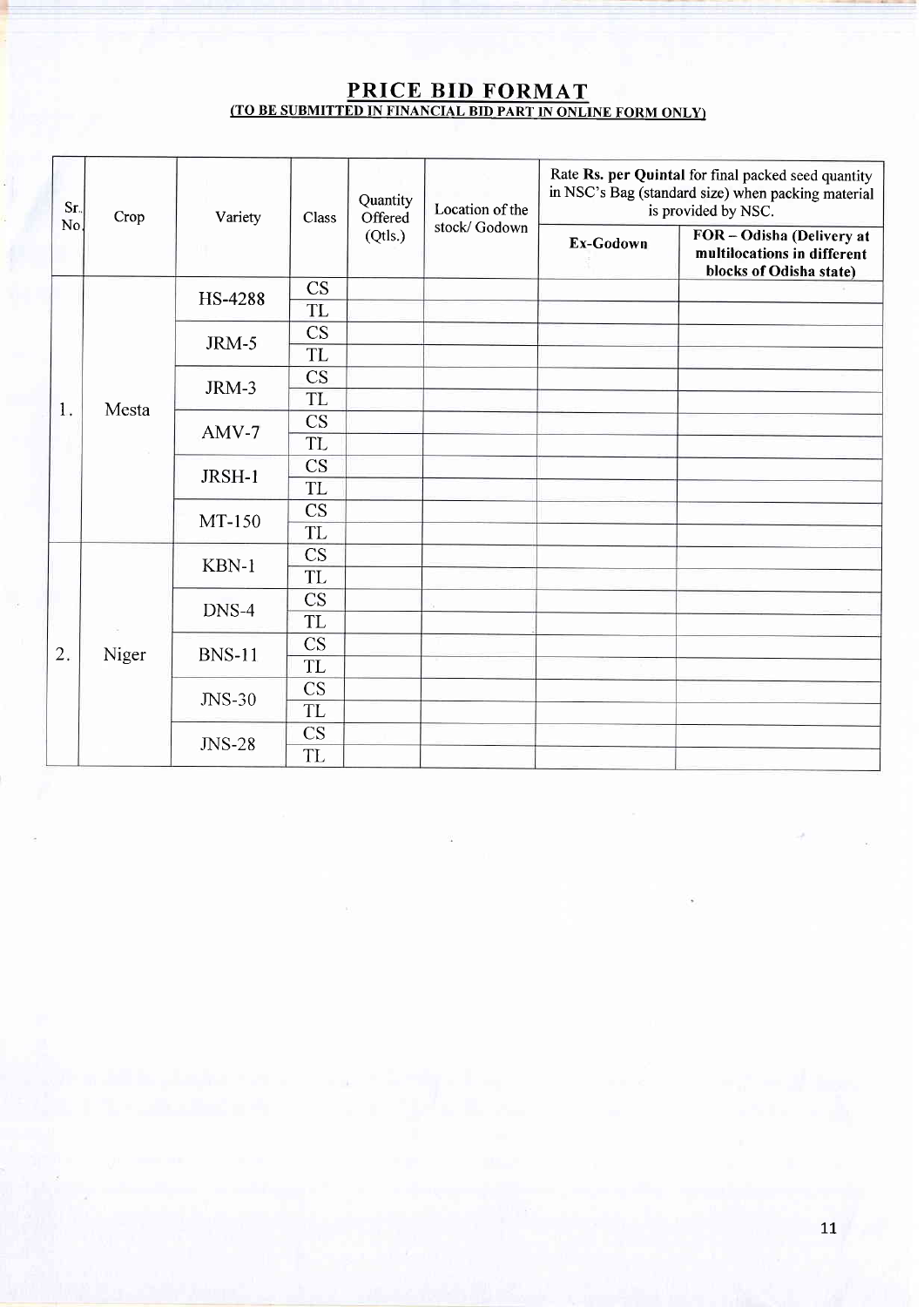## PRICE BID FORMAT

**(TO BE SUBMITTED IN FINANCIAL BID PART IN ONLINE FORM ONLY)**

| Sr. No. | Crop | Variety | Class | Quantity Offered (Qtls.) | Location of the stock/ Godown | Rate **Rs. per Quintal** for final packed seed quantity in NSC's Bag (standard size) when packing material is provided by NSC. | |
|---|---|---|---|---|---|---|---|
| | | | | | | **Ex-Godown** | **FOR – Odisha (Delivery at multilocations in different blocks of Odisha state)** |
| 1. | Mesta | HS-4288 | CS | | | | |
| | | | TL | | | | |
| | | JRM-5 | CS | | | | |
| | | | TL | | | | |
| | | JRM-3 | CS | | | | |
| | | | TL | | | | |
| | | AMV-7 | CS | | | | |
| | | | TL | | | | |
| | | JRSH-1 | CS | | | | |
| | | | TL | | | | |
| | | MT-150 | CS | | | | |
| | | | TL | | | | |
| 2. | Niger | KBN-1 | CS | | | | |
| | | | TL | | | | |
| | | DNS-4 | CS | | | | |
| | | | TL | | | | |
| | | BNS-11 | CS | | | | |
| | | | TL | | | | |
| | | JNS-30 | CS | | | | |
| | | | TL | | | | |
| | | JNS-28 | CS | | | | |
| | | | TL | | | | |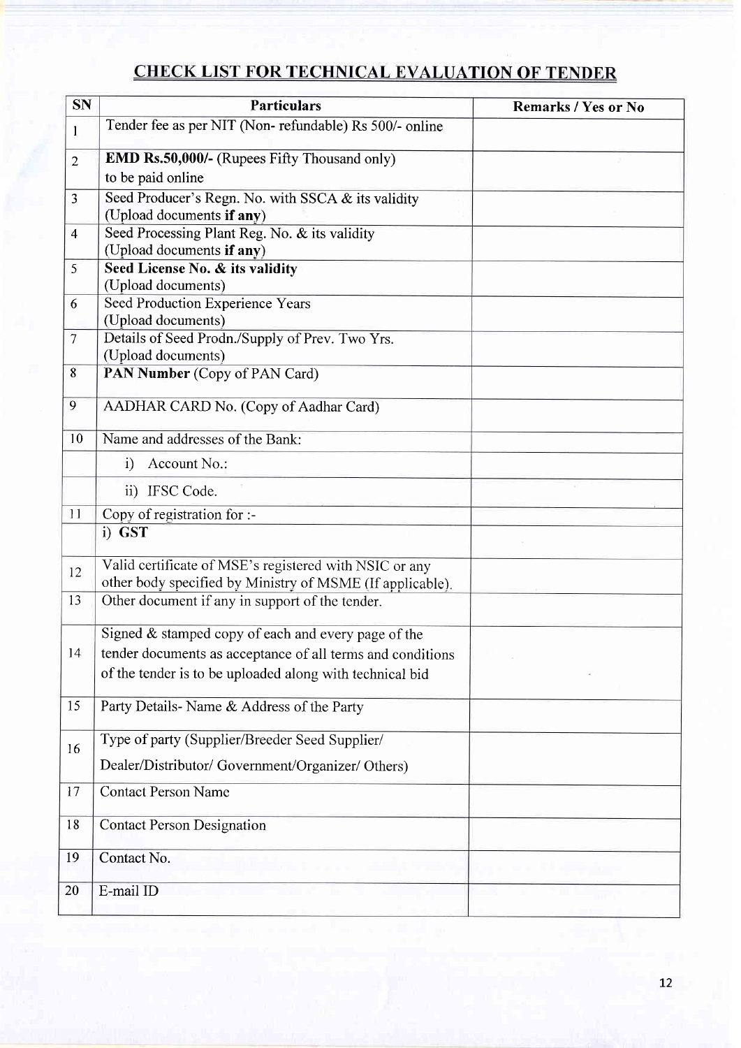## CHECK LIST FOR TECHNICAL EVALUATION OF TENDER

| SN | Particulars | Remarks / Yes or No |
|---|---|---|
| 1 | Tender fee as per NIT (Non- refundable) Rs 500/- online | |
| 2 | **EMD Rs.50,000/-** (Rupees Fifty Thousand only) to be paid online | |
| 3 | Seed Producer's Regn. No. with SSCA & its validity (Upload documents **if any**) | |
| 4 | Seed Processing Plant Reg. No. & its validity (Upload documents **if any**) | |
| 5 | **Seed License No. & its validity** (Upload documents) | |
| 6 | Seed Production Experience Years (Upload documents) | |
| 7 | Details of Seed Prodn./Supply of Prev. Two Yrs. (Upload documents) | |
| 8 | **PAN Number** (Copy of PAN Card) | |
| 9 | AADHAR CARD No. (Copy of Aadhar Card) | |
| 10 | Name and addresses of the Bank: | |
| | i) Account No.: | |
| | ii) IFSC Code. | |
| 11 | Copy of registration for :- | |
| | i) **GST** | |
| 12 | Valid certificate of MSE's registered with NSIC or any other body specified by Ministry of MSME (If applicable). | |
| 13 | Other document if any in support of the tender. | |
| 14 | Signed & stamped copy of each and every page of the tender documents as acceptance of all terms and conditions of the tender is to be uploaded along with technical bid | |
| 15 | Party Details- Name & Address of the Party | |
| 16 | Type of party (Supplier/Breeder Seed Supplier/ Dealer/Distributor/ Government/Organizer/ Others) | |
| 17 | Contact Person Name | |
| 18 | Contact Person Designation | |
| 19 | Contact No. | |
| 20 | E-mail ID | |